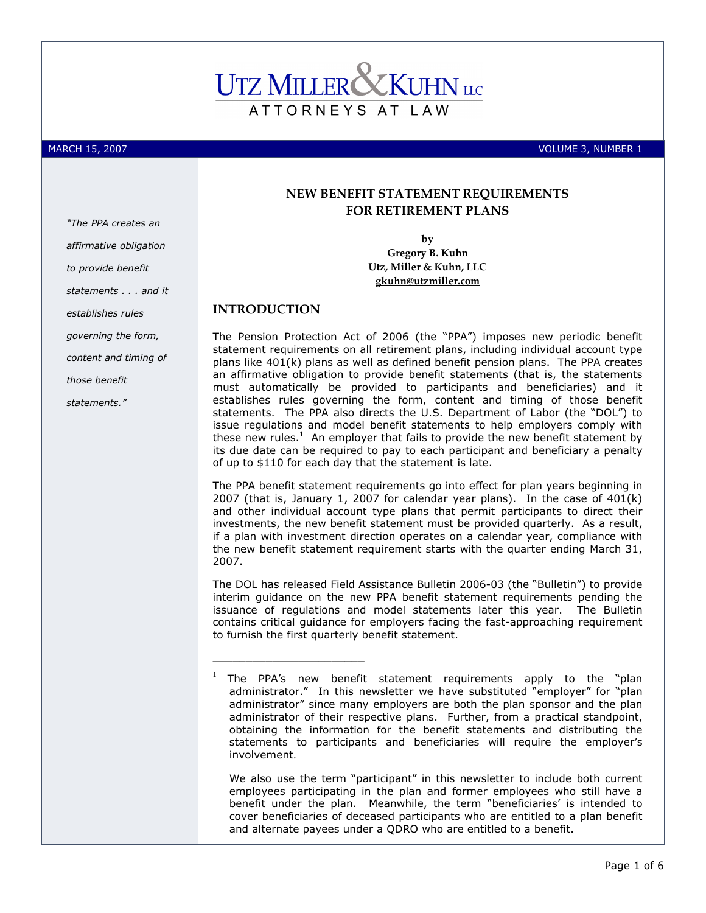# UTZ MILLER & KUHN LLC

ATTORNEYS AT LAW

MARCH 15, 2007 VOLUME 3, NUMBER 1

## NEW BENEFIT STATEMENT REQUIREMENTS FOR RETIREMENT PLANS

by
**Gregory B. Kuhn**
**Utz, Miller & Kuhn, LLC**
**gkuhn@utzmiller.com**

*"The PPA creates an affirmative obligation to provide benefit statements . . . and it establishes rules governing the form, content and timing of those benefit statements."*

## INTRODUCTION

The Pension Protection Act of 2006 (the "PPA") imposes new periodic benefit statement requirements on all retirement plans, including individual account type plans like 401(k) plans as well as defined benefit pension plans. The PPA creates an affirmative obligation to provide benefit statements (that is, the statements must automatically be provided to participants and beneficiaries) and it establishes rules governing the form, content and timing of those benefit statements. The PPA also directs the U.S. Department of Labor (the "DOL") to issue regulations and model benefit statements to help employers comply with these new rules.[1] An employer that fails to provide the new benefit statement by its due date can be required to pay to each participant and beneficiary a penalty of up to $110 for each day that the statement is late.

The PPA benefit statement requirements go into effect for plan years beginning in 2007 (that is, January 1, 2007 for calendar year plans). In the case of 401(k) and other individual account type plans that permit participants to direct their investments, the new benefit statement must be provided quarterly. As a result, if a plan with investment direction operates on a calendar year, compliance with the new benefit statement requirement starts with the quarter ending March 31, 2007.

The DOL has released Field Assistance Bulletin 2006-03 (the "Bulletin") to provide interim guidance on the new PPA benefit statement requirements pending the issuance of regulations and model statements later this year. The Bulletin contains critical guidance for employers facing the fast-approaching requirement to furnish the first quarterly benefit statement.

---

[1] The PPA's new benefit statement requirements apply to the "plan administrator." In this newsletter we have substituted "employer" for "plan administrator" since many employers are both the plan sponsor and the plan administrator of their respective plans. Further, from a practical standpoint, obtaining the information for the benefit statements and distributing the statements to participants and beneficiaries will require the employer's involvement.

We also use the term "participant" in this newsletter to include both current employees participating in the plan and former employees who still have a benefit under the plan. Meanwhile, the term "beneficiaries' is intended to cover beneficiaries of deceased participants who are entitled to a plan benefit and alternate payees under a QDRO who are entitled to a benefit.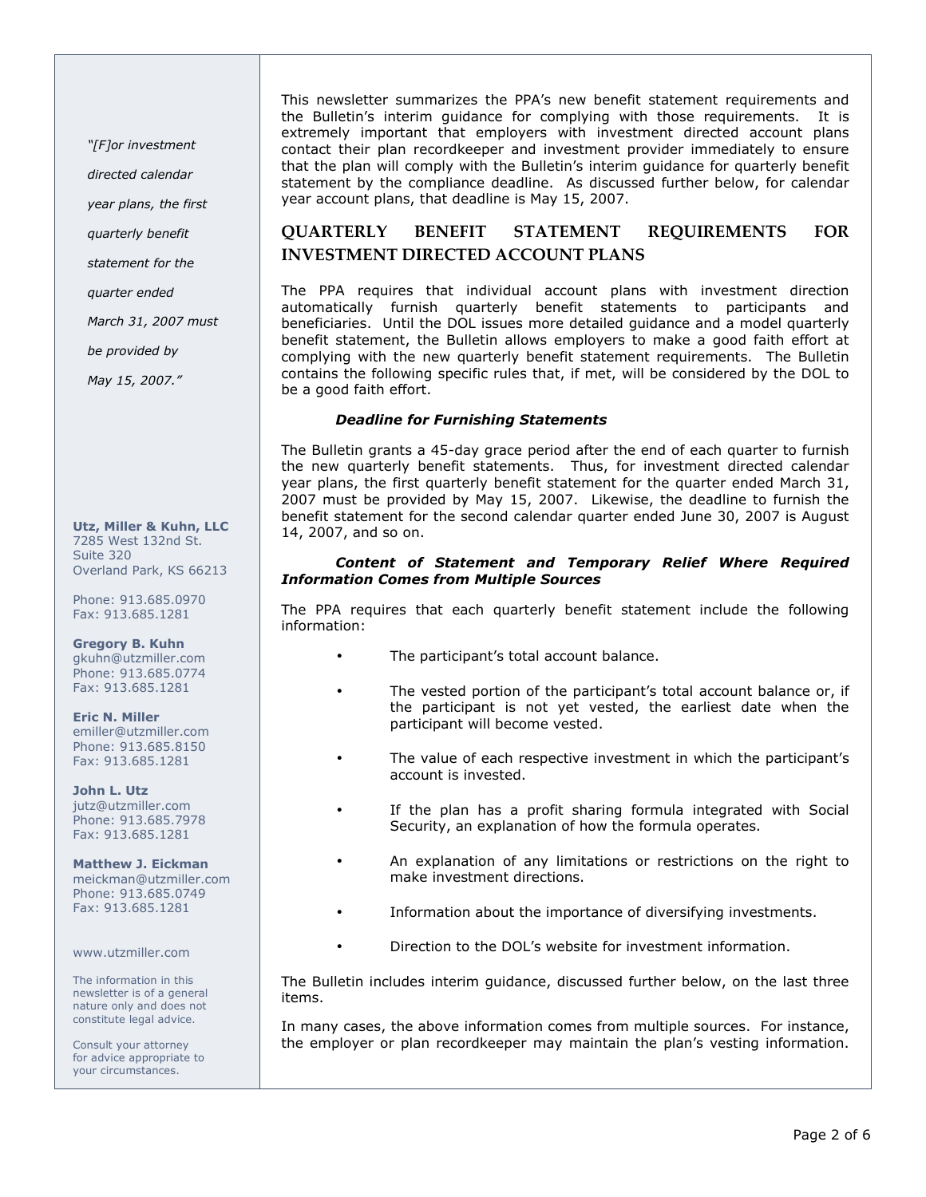This newsletter summarizes the PPA's new benefit statement requirements and the Bulletin's interim guidance for complying with those requirements. It is extremely important that employers with investment directed account plans contact their plan recordkeeper and investment provider immediately to ensure that the plan will comply with the Bulletin's interim guidance for quarterly benefit statement by the compliance deadline. As discussed further below, for calendar year account plans, that deadline is May 15, 2007.

## QUARTERLY BENEFIT STATEMENT REQUIREMENTS FOR INVESTMENT DIRECTED ACCOUNT PLANS

The PPA requires that individual account plans with investment direction automatically furnish quarterly benefit statements to participants and beneficiaries. Until the DOL issues more detailed guidance and a model quarterly benefit statement, the Bulletin allows employers to make a good faith effort at complying with the new quarterly benefit statement requirements. The Bulletin contains the following specific rules that, if met, will be considered by the DOL to be a good faith effort.

### ***Deadline for Furnishing Statements***

The Bulletin grants a 45-day grace period after the end of each quarter to furnish the new quarterly benefit statements. Thus, for investment directed calendar year plans, the first quarterly benefit statement for the quarter ended March 31, 2007 must be provided by May 15, 2007. Likewise, the deadline to furnish the benefit statement for the second calendar quarter ended June 30, 2007 is August 14, 2007, and so on.

*"[F]or investment directed calendar year plans, the first quarterly benefit statement for the quarter ended March 31, 2007 must be provided by May 15, 2007."*

### ***Content of Statement and Temporary Relief Where Required Information Comes from Multiple Sources***

The PPA requires that each quarterly benefit statement include the following information:

- The participant's total account balance.
- The vested portion of the participant's total account balance or, if the participant is not yet vested, the earliest date when the participant will become vested.
- The value of each respective investment in which the participant's account is invested.
- If the plan has a profit sharing formula integrated with Social Security, an explanation of how the formula operates.
- An explanation of any limitations or restrictions on the right to make investment directions.
- Information about the importance of diversifying investments.
- Direction to the DOL's website for investment information.

The Bulletin includes interim guidance, discussed further below, on the last three items.

In many cases, the above information comes from multiple sources. For instance, the employer or plan recordkeeper may maintain the plan's vesting information.

**Utz, Miller & Kuhn, LLC**
7285 West 132nd St.
Suite 320
Overland Park, KS 66213

Phone: 913.685.0970
Fax: 913.685.1281

**Gregory B. Kuhn**
gkuhn@utzmiller.com
Phone: 913.685.0774
Fax: 913.685.1281

**Eric N. Miller**
emiller@utzmiller.com
Phone: 913.685.8150
Fax: 913.685.1281

**John L. Utz**
jutz@utzmiller.com
Phone: 913.685.7978
Fax: 913.685.1281

**Matthew J. Eickman**
meickman@utzmiller.com
Phone: 913.685.0749
Fax: 913.685.1281

www.utzmiller.com

The information in this newsletter is of a general nature only and does not constitute legal advice.

Consult your attorney for advice appropriate to your circumstances.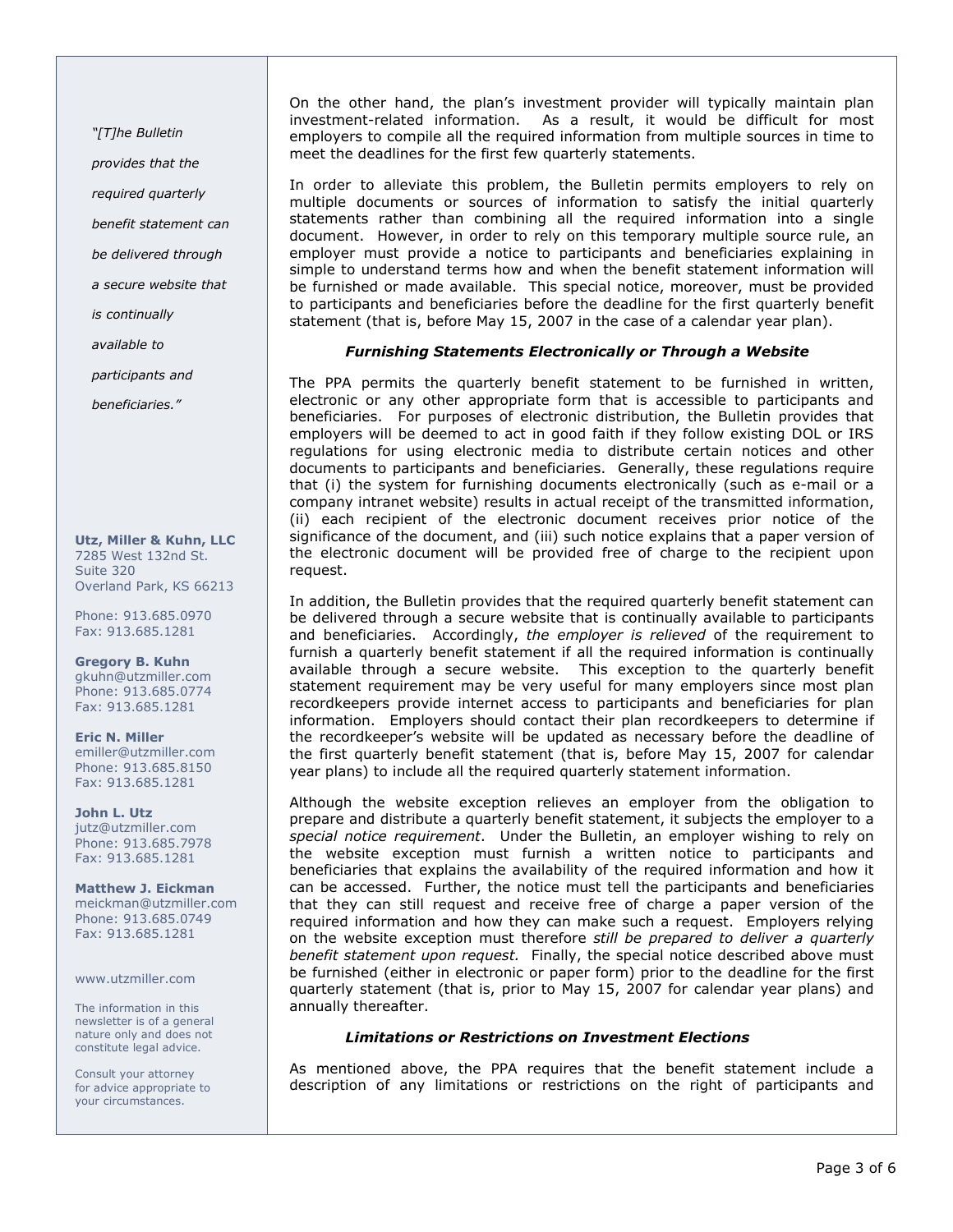"[T]he Bulletin provides that the required quarterly benefit statement can be delivered through a secure website that is continually available to participants and beneficiaries."

**Utz, Miller & Kuhn, LLC**
7285 West 132nd St.
Suite 320
Overland Park, KS 66213

Phone: 913.685.0970
Fax: 913.685.1281

**Gregory B. Kuhn**
gkuhn@utzmiller.com
Phone: 913.685.0774
Fax: 913.685.1281

**Eric N. Miller**
emiller@utzmiller.com
Phone: 913.685.8150
Fax: 913.685.1281

**John L. Utz**
jutz@utzmiller.com
Phone: 913.685.7978
Fax: 913.685.1281

**Matthew J. Eickman**
meickman@utzmiller.com
Phone: 913.685.0749
Fax: 913.685.1281

www.utzmiller.com

The information in this newsletter is of a general nature only and does not constitute legal advice.

Consult your attorney for advice appropriate to your circumstances.

On the other hand, the plan's investment provider will typically maintain plan investment-related information. As a result, it would be difficult for most employers to compile all the required information from multiple sources in time to meet the deadlines for the first few quarterly statements.

In order to alleviate this problem, the Bulletin permits employers to rely on multiple documents or sources of information to satisfy the initial quarterly statements rather than combining all the required information into a single document. However, in order to rely on this temporary multiple source rule, an employer must provide a notice to participants and beneficiaries explaining in simple to understand terms how and when the benefit statement information will be furnished or made available. This special notice, moreover, must be provided to participants and beneficiaries before the deadline for the first quarterly benefit statement (that is, before May 15, 2007 in the case of a calendar year plan).

### *Furnishing Statements Electronically or Through a Website*

The PPA permits the quarterly benefit statement to be furnished in written, electronic or any other appropriate form that is accessible to participants and beneficiaries. For purposes of electronic distribution, the Bulletin provides that employers will be deemed to act in good faith if they follow existing DOL or IRS regulations for using electronic media to distribute certain notices and other documents to participants and beneficiaries. Generally, these regulations require that (i) the system for furnishing documents electronically (such as e-mail or a company intranet website) results in actual receipt of the transmitted information, (ii) each recipient of the electronic document receives prior notice of the significance of the document, and (iii) such notice explains that a paper version of the electronic document will be provided free of charge to the recipient upon request.

In addition, the Bulletin provides that the required quarterly benefit statement can be delivered through a secure website that is continually available to participants and beneficiaries. Accordingly, *the employer is relieved* of the requirement to furnish a quarterly benefit statement if all the required information is continually available through a secure website. This exception to the quarterly benefit statement requirement may be very useful for many employers since most plan recordkeepers provide internet access to participants and beneficiaries for plan information. Employers should contact their plan recordkeepers to determine if the recordkeeper's website will be updated as necessary before the deadline of the first quarterly benefit statement (that is, before May 15, 2007 for calendar year plans) to include all the required quarterly statement information.

Although the website exception relieves an employer from the obligation to prepare and distribute a quarterly benefit statement, it subjects the employer to a *special notice requirement*. Under the Bulletin, an employer wishing to rely on the website exception must furnish a written notice to participants and beneficiaries that explains the availability of the required information and how it can be accessed. Further, the notice must tell the participants and beneficiaries that they can still request and receive free of charge a paper version of the required information and how they can make such a request. Employers relying on the website exception must therefore *still be prepared to deliver a quarterly benefit statement upon request.* Finally, the special notice described above must be furnished (either in electronic or paper form) prior to the deadline for the first quarterly statement (that is, prior to May 15, 2007 for calendar year plans) and annually thereafter.

### *Limitations or Restrictions on Investment Elections*

As mentioned above, the PPA requires that the benefit statement include a description of any limitations or restrictions on the right of participants and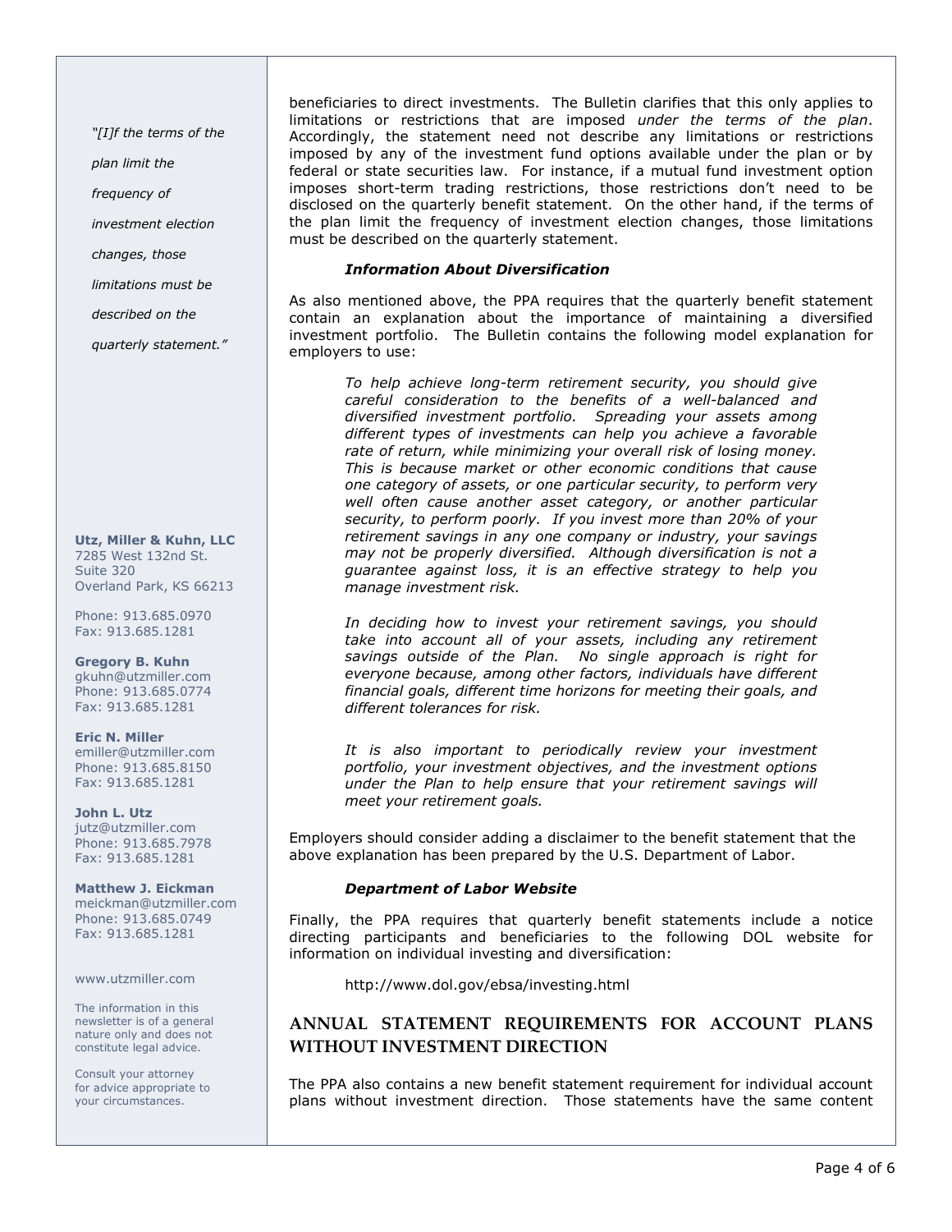beneficiaries to direct investments. The Bulletin clarifies that this only applies to limitations or restrictions that are imposed *under the terms of the plan*. Accordingly, the statement need not describe any limitations or restrictions imposed by any of the investment fund options available under the plan or by federal or state securities law. For instance, if a mutual fund investment option imposes short-term trading restrictions, those restrictions don't need to be disclosed on the quarterly benefit statement. On the other hand, if the terms of the plan limit the frequency of investment election changes, those limitations must be described on the quarterly statement.

*"[I]f the terms of the plan limit the frequency of investment election changes, those limitations must be described on the quarterly statement."*

### *Information About Diversification*

As also mentioned above, the PPA requires that the quarterly benefit statement contain an explanation about the importance of maintaining a diversified investment portfolio. The Bulletin contains the following model explanation for employers to use:

> *To help achieve long-term retirement security, you should give careful consideration to the benefits of a well-balanced and diversified investment portfolio. Spreading your assets among different types of investments can help you achieve a favorable rate of return, while minimizing your overall risk of losing money. This is because market or other economic conditions that cause one category of assets, or one particular security, to perform very well often cause another asset category, or another particular security, to perform poorly. If you invest more than 20% of your retirement savings in any one company or industry, your savings may not be properly diversified. Although diversification is not a guarantee against loss, it is an effective strategy to help you manage investment risk.*
>
> *In deciding how to invest your retirement savings, you should take into account all of your assets, including any retirement savings outside of the Plan. No single approach is right for everyone because, among other factors, individuals have different financial goals, different time horizons for meeting their goals, and different tolerances for risk.*
>
> *It is also important to periodically review your investment portfolio, your investment objectives, and the investment options under the Plan to help ensure that your retirement savings will meet your retirement goals.*

Employers should consider adding a disclaimer to the benefit statement that the above explanation has been prepared by the U.S. Department of Labor.

### *Department of Labor Website*

Finally, the PPA requires that quarterly benefit statements include a notice directing participants and beneficiaries to the following DOL website for information on individual investing and diversification:

http://www.dol.gov/ebsa/investing.html

## ANNUAL STATEMENT REQUIREMENTS FOR ACCOUNT PLANS WITHOUT INVESTMENT DIRECTION

The PPA also contains a new benefit statement requirement for individual account plans without investment direction. Those statements have the same content

**Utz, Miller & Kuhn, LLC**
7285 West 132nd St.
Suite 320
Overland Park, KS 66213

Phone: 913.685.0970
Fax: 913.685.1281

**Gregory B. Kuhn**
gkuhn@utzmiller.com
Phone: 913.685.0774
Fax: 913.685.1281

**Eric N. Miller**
emiller@utzmiller.com
Phone: 913.685.8150
Fax: 913.685.1281

**John L. Utz**
jutz@utzmiller.com
Phone: 913.685.7978
Fax: 913.685.1281

**Matthew J. Eickman**
meickman@utzmiller.com
Phone: 913.685.0749
Fax: 913.685.1281

www.utzmiller.com

The information in this newsletter is of a general nature only and does not constitute legal advice.

Consult your attorney for advice appropriate to your circumstances.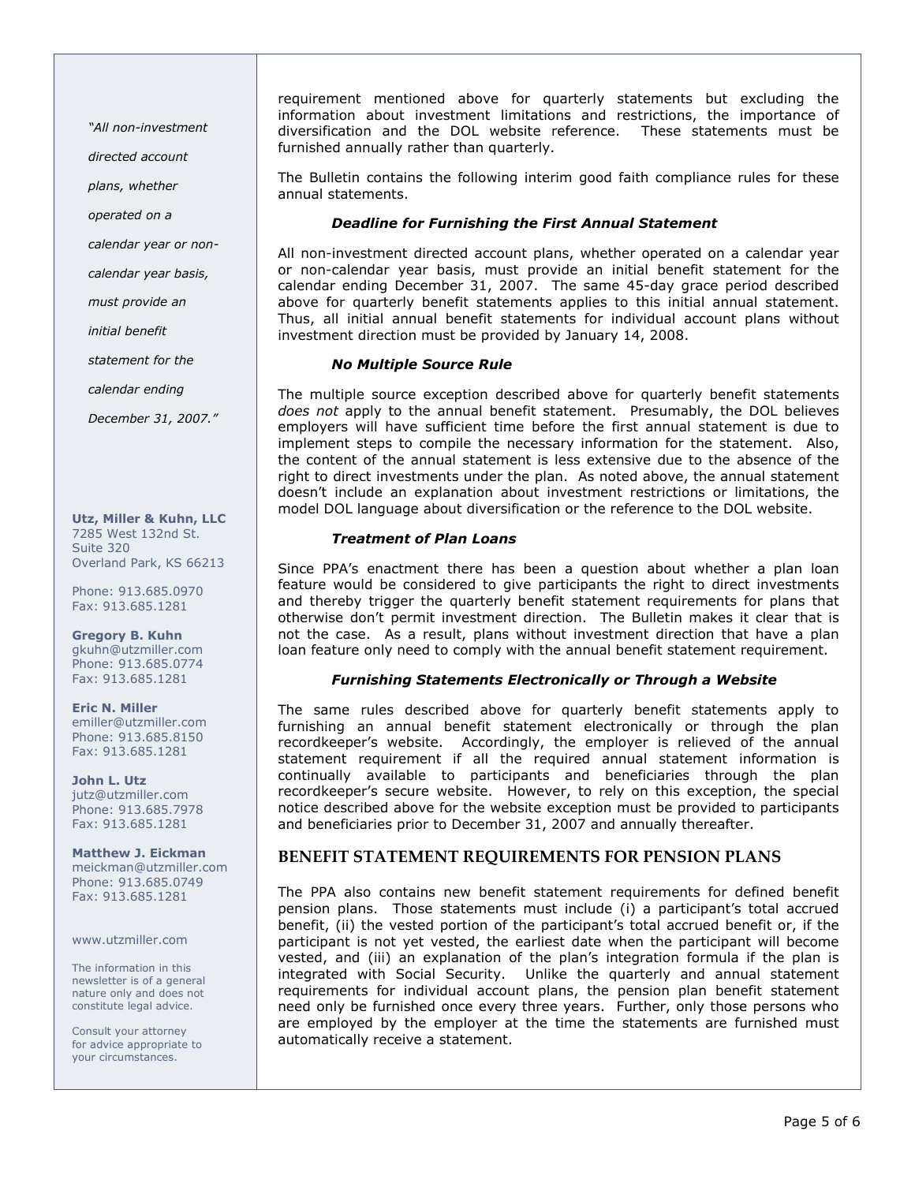requirement mentioned above for quarterly statements but excluding the information about investment limitations and restrictions, the importance of diversification and the DOL website reference. These statements must be furnished annually rather than quarterly.

The Bulletin contains the following interim good faith compliance rules for these annual statements.

#### *Deadline for Furnishing the First Annual Statement*

All non-investment directed account plans, whether operated on a calendar year or non-calendar year basis, must provide an initial benefit statement for the calendar ending December 31, 2007. The same 45-day grace period described above for quarterly benefit statements applies to this initial annual statement. Thus, all initial annual benefit statements for individual account plans without investment direction must be provided by January 14, 2008.

#### *No Multiple Source Rule*

The multiple source exception described above for quarterly benefit statements *does not* apply to the annual benefit statement. Presumably, the DOL believes employers will have sufficient time before the first annual statement is due to implement steps to compile the necessary information for the statement. Also, the content of the annual statement is less extensive due to the absence of the right to direct investments under the plan. As noted above, the annual statement doesn't include an explanation about investment restrictions or limitations, the model DOL language about diversification or the reference to the DOL website.

#### *Treatment of Plan Loans*

Since PPA's enactment there has been a question about whether a plan loan feature would be considered to give participants the right to direct investments and thereby trigger the quarterly benefit statement requirements for plans that otherwise don't permit investment direction. The Bulletin makes it clear that is not the case. As a result, plans without investment direction that have a plan loan feature only need to comply with the annual benefit statement requirement.

#### *Furnishing Statements Electronically or Through a Website*

The same rules described above for quarterly benefit statements apply to furnishing an annual benefit statement electronically or through the plan recordkeeper's website. Accordingly, the employer is relieved of the annual statement requirement if all the required annual statement information is continually available to participants and beneficiaries through the plan recordkeeper's secure website. However, to rely on this exception, the special notice described above for the website exception must be provided to participants and beneficiaries prior to December 31, 2007 and annually thereafter.

## BENEFIT STATEMENT REQUIREMENTS FOR PENSION PLANS

The PPA also contains new benefit statement requirements for defined benefit pension plans. Those statements must include (i) a participant's total accrued benefit, (ii) the vested portion of the participant's total accrued benefit or, if the participant is not yet vested, the earliest date when the participant will become vested, and (iii) an explanation of the plan's integration formula if the plan is integrated with Social Security. Unlike the quarterly and annual statement requirements for individual account plans, the pension plan benefit statement need only be furnished once every three years. Further, only those persons who are employed by the employer at the time the statements are furnished must automatically receive a statement.

*"All non-investment directed account plans, whether operated on a calendar year or non-calendar year basis, must provide an initial benefit statement for the calendar ending December 31, 2007."*

**Utz, Miller & Kuhn, LLC**
7285 West 132nd St.
Suite 320
Overland Park, KS 66213

Phone: 913.685.0970
Fax: 913.685.1281

**Gregory B. Kuhn**
gkuhn@utzmiller.com
Phone: 913.685.0774
Fax: 913.685.1281

**Eric N. Miller**
emiller@utzmiller.com
Phone: 913.685.8150
Fax: 913.685.1281

**John L. Utz**
jutz@utzmiller.com
Phone: 913.685.7978
Fax: 913.685.1281

**Matthew J. Eickman**
meickman@utzmiller.com
Phone: 913.685.0749
Fax: 913.685.1281

www.utzmiller.com

The information in this newsletter is of a general nature only and does not constitute legal advice.

Consult your attorney for advice appropriate to your circumstances.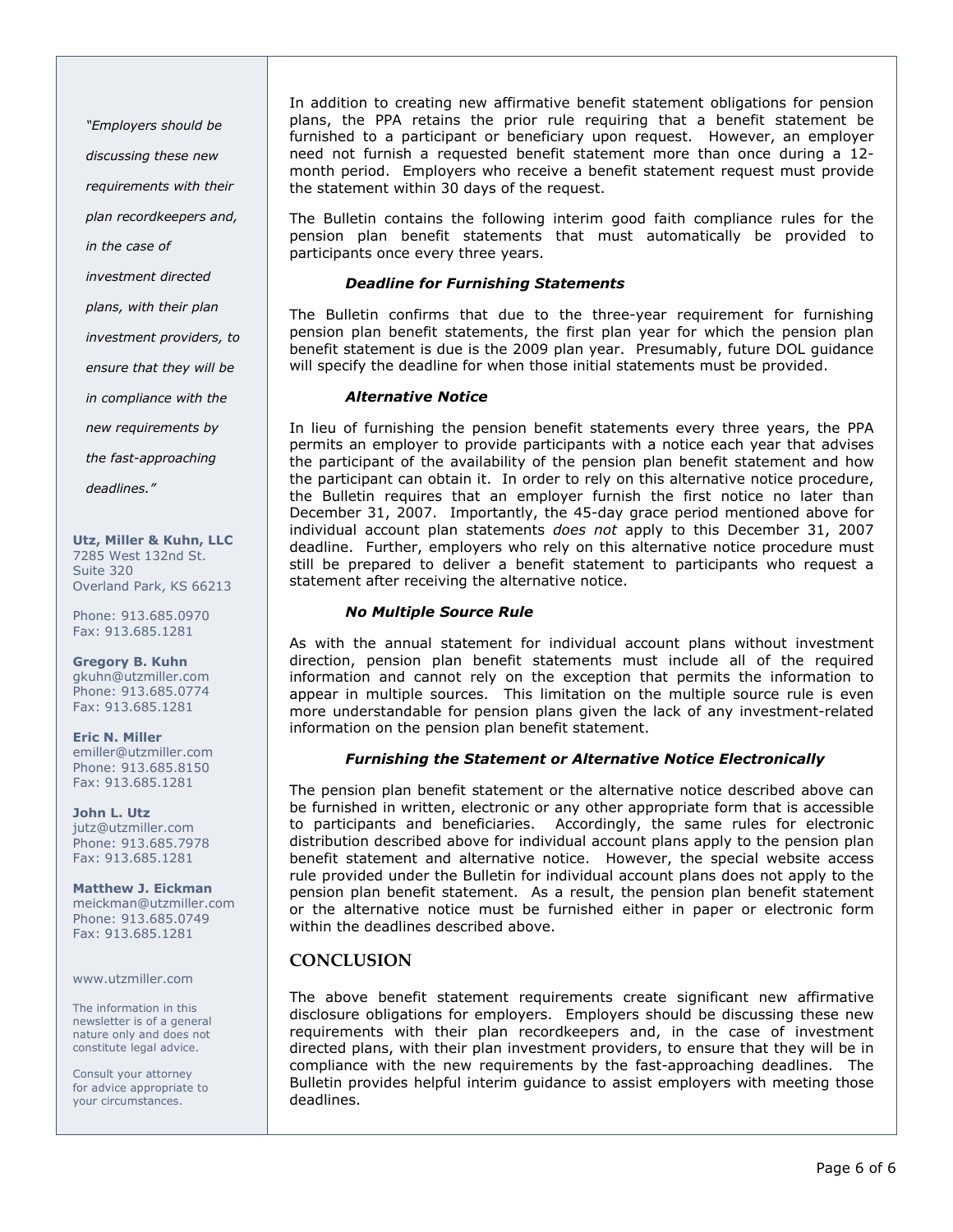In addition to creating new affirmative benefit statement obligations for pension plans, the PPA retains the prior rule requiring that a benefit statement be furnished to a participant or beneficiary upon request. However, an employer need not furnish a requested benefit statement more than once during a 12-month period. Employers who receive a benefit statement request must provide the statement within 30 days of the request.

The Bulletin contains the following interim good faith compliance rules for the pension plan benefit statements that must automatically be provided to participants once every three years.

***Deadline for Furnishing Statements***

The Bulletin confirms that due to the three-year requirement for furnishing pension plan benefit statements, the first plan year for which the pension plan benefit statement is due is the 2009 plan year. Presumably, future DOL guidance will specify the deadline for when those initial statements must be provided.

***Alternative Notice***

In lieu of furnishing the pension benefit statements every three years, the PPA permits an employer to provide participants with a notice each year that advises the participant of the availability of the pension plan benefit statement and how the participant can obtain it. In order to rely on this alternative notice procedure, the Bulletin requires that an employer furnish the first notice no later than December 31, 2007. Importantly, the 45-day grace period mentioned above for individual account plan statements *does not* apply to this December 31, 2007 deadline. Further, employers who rely on this alternative notice procedure must still be prepared to deliver a benefit statement to participants who request a statement after receiving the alternative notice.

***No Multiple Source Rule***

As with the annual statement for individual account plans without investment direction, pension plan benefit statements must include all of the required information and cannot rely on the exception that permits the information to appear in multiple sources. This limitation on the multiple source rule is even more understandable for pension plans given the lack of any investment-related information on the pension plan benefit statement.

***Furnishing the Statement or Alternative Notice Electronically***

The pension plan benefit statement or the alternative notice described above can be furnished in written, electronic or any other appropriate form that is accessible to participants and beneficiaries. Accordingly, the same rules for electronic distribution described above for individual account plans apply to the pension plan benefit statement and alternative notice. However, the special website access rule provided under the Bulletin for individual account plans does not apply to the pension plan benefit statement. As a result, the pension plan benefit statement or the alternative notice must be furnished either in paper or electronic form within the deadlines described above.

## CONCLUSION

The above benefit statement requirements create significant new affirmative disclosure obligations for employers. Employers should be discussing these new requirements with their plan recordkeepers and, in the case of investment directed plans, with their plan investment providers, to ensure that they will be in compliance with the new requirements by the fast-approaching deadlines. The Bulletin provides helpful interim guidance to assist employers with meeting those deadlines.

*"Employers should be discussing these new requirements with their plan recordkeepers and, in the case of investment directed plans, with their plan investment providers, to ensure that they will be in compliance with the new requirements by the fast-approaching deadlines."*

**Utz, Miller & Kuhn, LLC**
7285 West 132nd St.
Suite 320
Overland Park, KS 66213

Phone: 913.685.0970
Fax: 913.685.1281

**Gregory B. Kuhn**
gkuhn@utzmiller.com
Phone: 913.685.0774
Fax: 913.685.1281

**Eric N. Miller**
emiller@utzmiller.com
Phone: 913.685.8150
Fax: 913.685.1281

**John L. Utz**
jutz@utzmiller.com
Phone: 913.685.7978
Fax: 913.685.1281

**Matthew J. Eickman**
meickman@utzmiller.com
Phone: 913.685.0749
Fax: 913.685.1281

www.utzmiller.com

The information in this newsletter is of a general nature only and does not constitute legal advice.

Consult your attorney for advice appropriate to your circumstances.